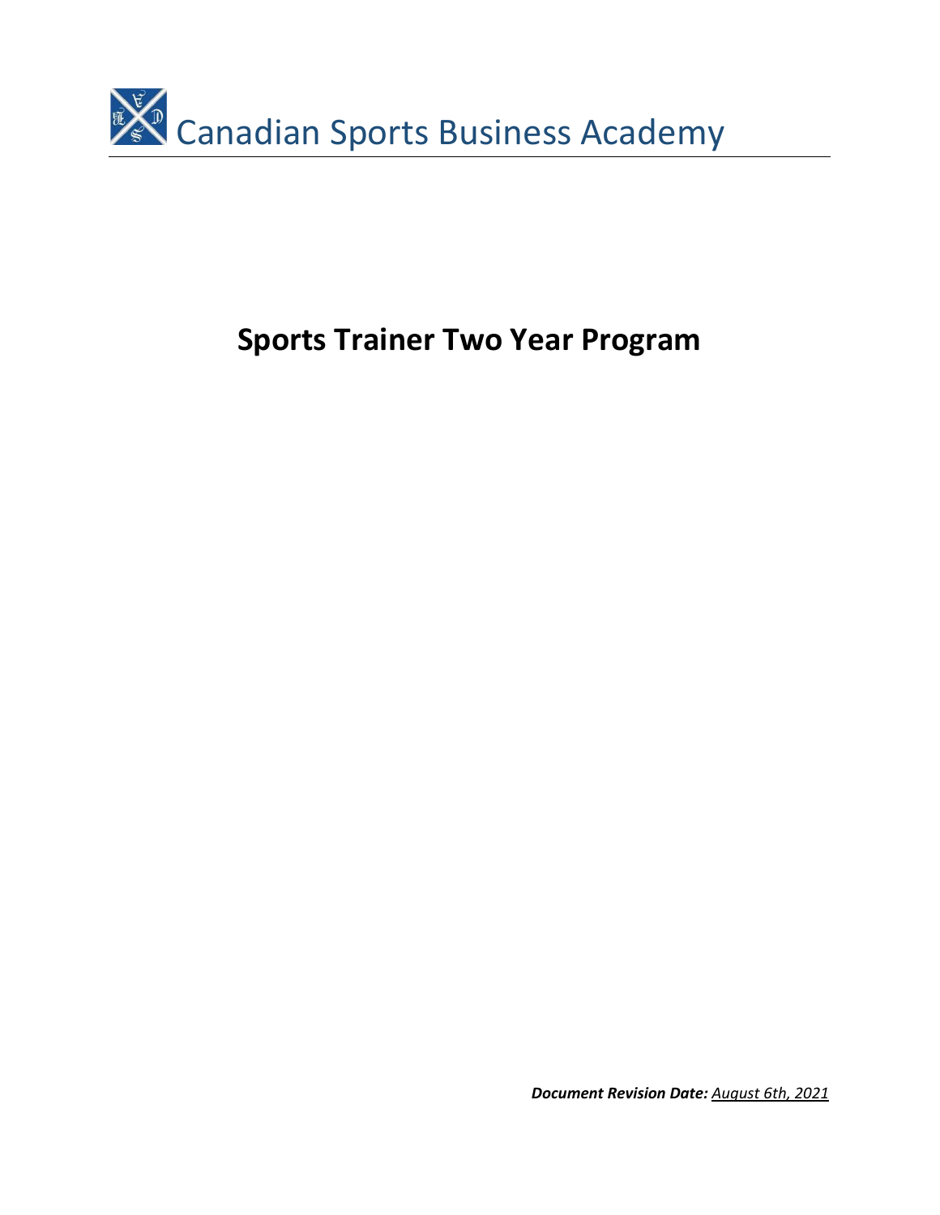# Canadian Sports Business Academy

## **Sports Trainer Two Year Program**

***Document Revision Date:*** *August 6th, 2021*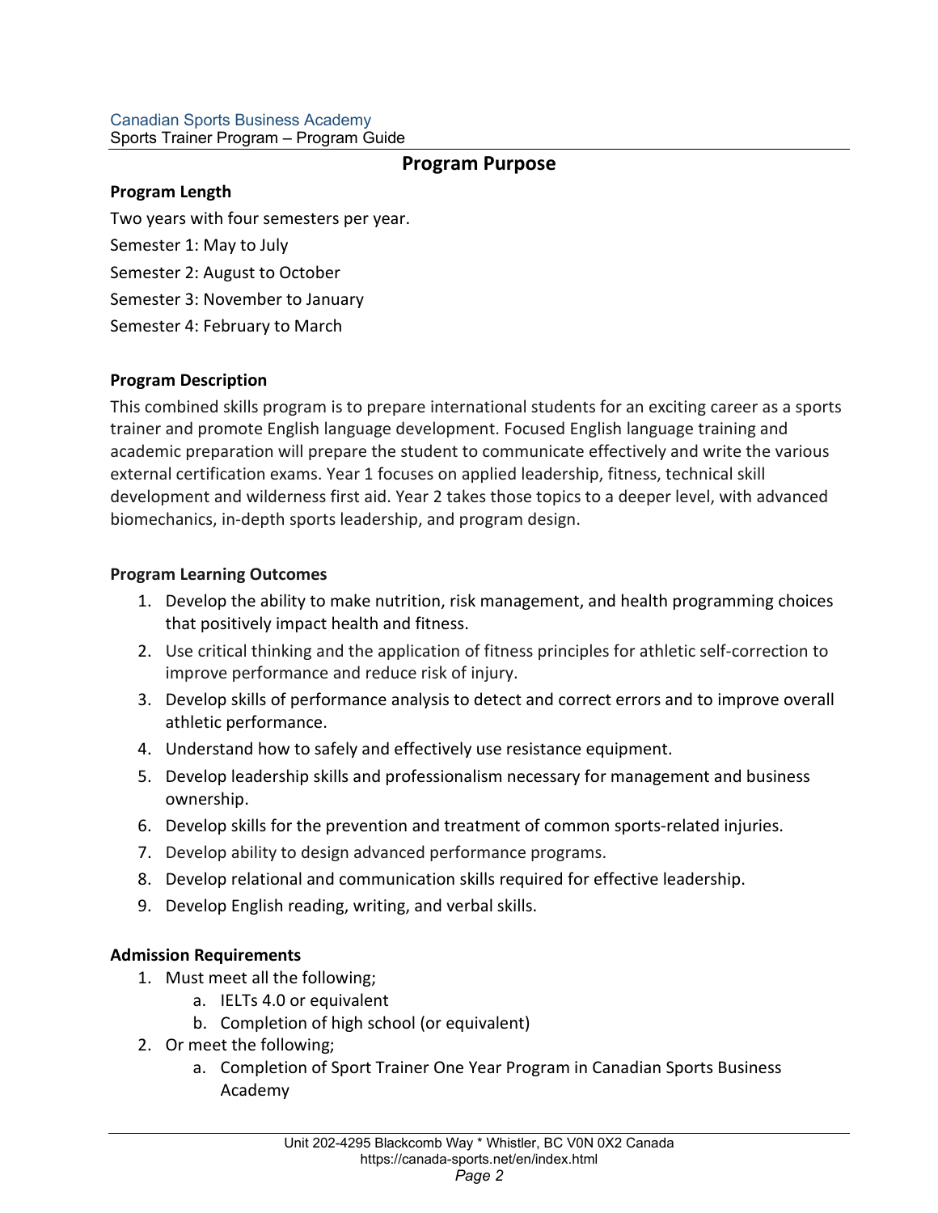## Program Purpose

**Program Length**

Two years with four semesters per year.

Semester 1: May to July

Semester 2: August to October

Semester 3: November to January

Semester 4: February to March

**Program Description**

This combined skills program is to prepare international students for an exciting career as a sports trainer and promote English language development. Focused English language training and academic preparation will prepare the student to communicate effectively and write the various external certification exams. Year 1 focuses on applied leadership, fitness, technical skill development and wilderness first aid. Year 2 takes those topics to a deeper level, with advanced biomechanics, in-depth sports leadership, and program design.

**Program Learning Outcomes**

1. Develop the ability to make nutrition, risk management, and health programming choices that positively impact health and fitness.
2. Use critical thinking and the application of fitness principles for athletic self-correction to improve performance and reduce risk of injury.
3. Develop skills of performance analysis to detect and correct errors and to improve overall athletic performance.
4. Understand how to safely and effectively use resistance equipment.
5. Develop leadership skills and professionalism necessary for management and business ownership.
6. Develop skills for the prevention and treatment of common sports-related injuries.
7. Develop ability to design advanced performance programs.
8. Develop relational and communication skills required for effective leadership.
9. Develop English reading, writing, and verbal skills.

**Admission Requirements**

1. Must meet all the following;
   a. IELTs 4.0 or equivalent
   b. Completion of high school (or equivalent)
2. Or meet the following;
   a. Completion of Sport Trainer One Year Program in Canadian Sports Business Academy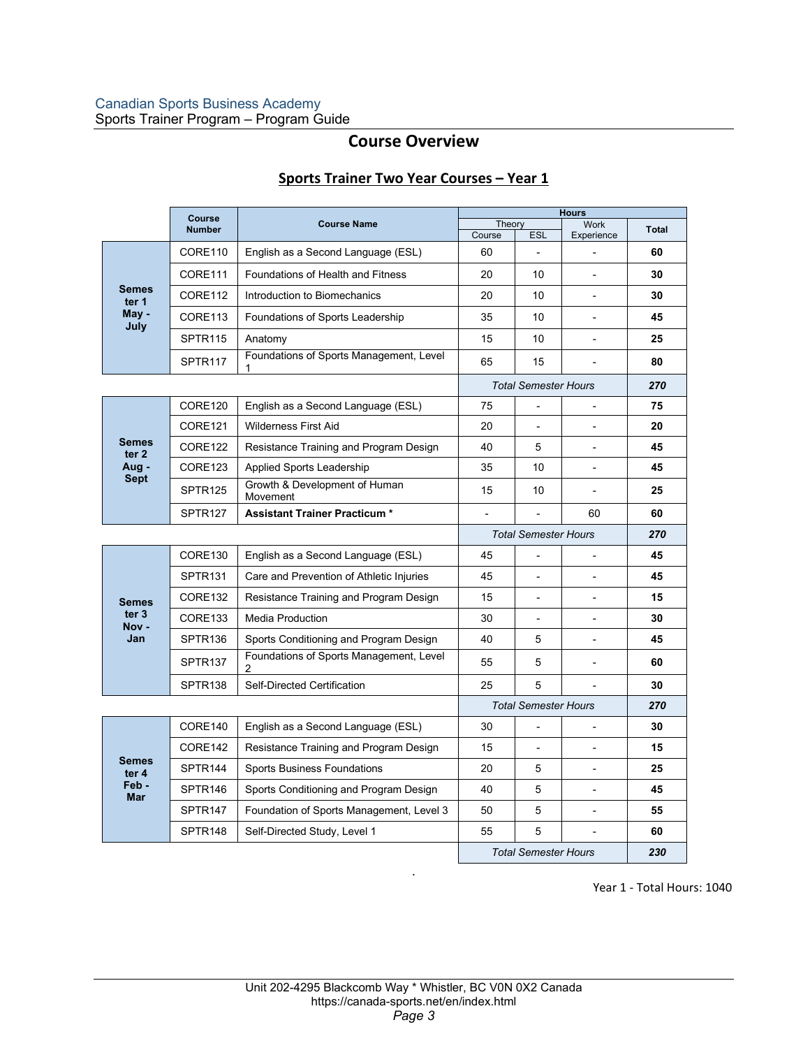# Course Overview

## Sports Trainer Two Year Courses – Year 1

| | Course Number | Course Name | Hours | | | |
|---|---|---|---|---|---|---|
| | | | Theory | | Work Experience | Total |
| | | | Course | ESL | | |
| Semester 1 May - July | CORE110 | English as a Second Language (ESL) | 60 | - | - | **60** |
| | CORE111 | Foundations of Health and Fitness | 20 | 10 | - | **30** |
| | CORE112 | Introduction to Biomechanics | 20 | 10 | - | **30** |
| | CORE113 | Foundations of Sports Leadership | 35 | 10 | - | **45** |
| | SPTR115 | Anatomy | 15 | 10 | - | **25** |
| | SPTR117 | Foundations of Sports Management, Level 1 | 65 | 15 | - | **80** |
| | | | *Total Semester Hours* | | | ***270*** |
| Semester 2 Aug - Sept | CORE120 | English as a Second Language (ESL) | 75 | - | - | **75** |
| | CORE121 | Wilderness First Aid | 20 | - | - | **20** |
| | CORE122 | Resistance Training and Program Design | 40 | 5 | - | **45** |
| | CORE123 | Applied Sports Leadership | 35 | 10 | - | **45** |
| | SPTR125 | Growth & Development of Human Movement | 15 | 10 | - | **25** |
| | SPTR127 | **Assistant Trainer Practicum *** | - | - | 60 | **60** |
| | | | *Total Semester Hours* | | | ***270*** |
| Semester 3 Nov - Jan | CORE130 | English as a Second Language (ESL) | 45 | - | - | **45** |
| | SPTR131 | Care and Prevention of Athletic Injuries | 45 | - | - | **45** |
| | CORE132 | Resistance Training and Program Design | 15 | - | - | **15** |
| | CORE133 | Media Production | 30 | - | - | **30** |
| | SPTR136 | Sports Conditioning and Program Design | 40 | 5 | - | **45** |
| | SPTR137 | Foundations of Sports Management, Level 2 | 55 | 5 | - | **60** |
| | SPTR138 | Self-Directed Certification | 25 | 5 | - | **30** |
| | | | *Total Semester Hours* | | | ***270*** |
| Semester 4 Feb - Mar | CORE140 | English as a Second Language (ESL) | 30 | - | - | **30** |
| | CORE142 | Resistance Training and Program Design | 15 | - | - | **15** |
| | SPTR144 | Sports Business Foundations | 20 | 5 | - | **25** |
| | SPTR146 | Sports Conditioning and Program Design | 40 | 5 | - | **45** |
| | SPTR147 | Foundation of Sports Management, Level 3 | 50 | 5 | - | **55** |
| | SPTR148 | Self-Directed Study, Level 1 | 55 | 5 | - | **60** |
| | | | *Total Semester Hours* | | | ***230*** |

Year 1 - Total Hours: 1040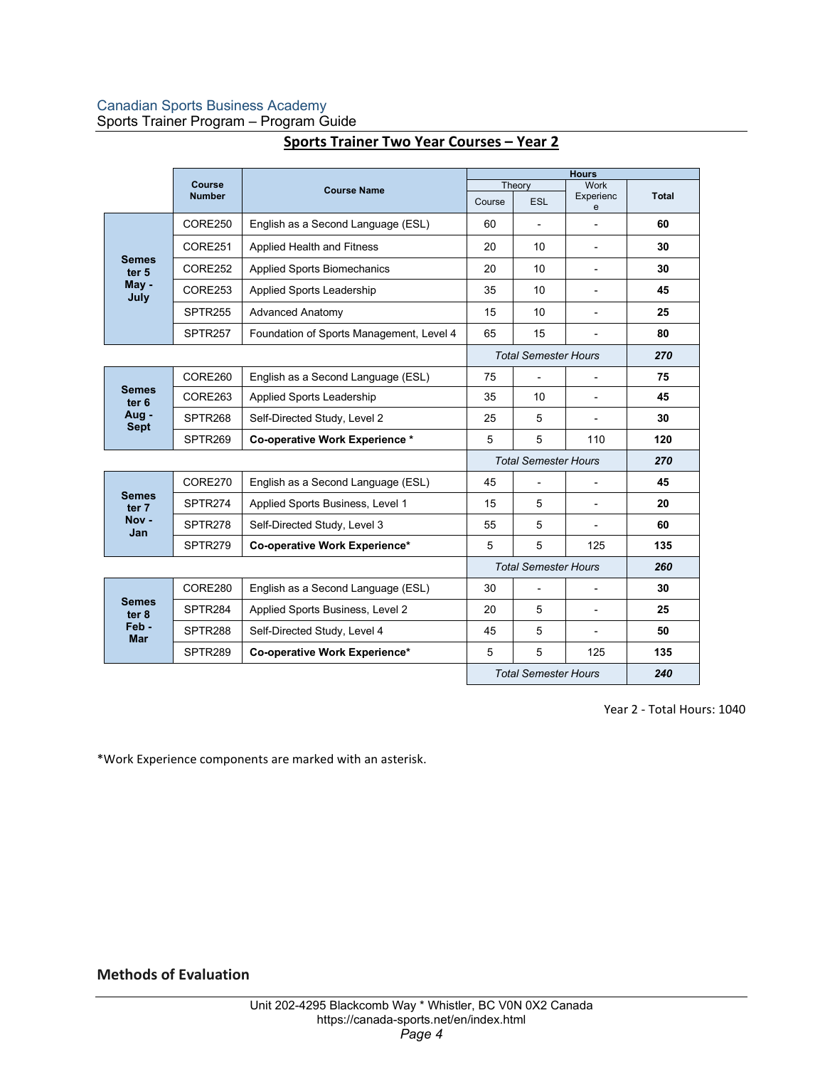## Sports Trainer Two Year Courses – Year 2

| | Course Number | Course Name | Hours | | | |
|---|---|---|---|---|---|---|
| | | | Theory | | Work Experience | Total |
| | | | Course | ESL | | |
| **Semester 5 May - July** | CORE250 | English as a Second Language (ESL) | 60 | - | - | **60** |
| | CORE251 | Applied Health and Fitness | 20 | 10 | - | **30** |
| | CORE252 | Applied Sports Biomechanics | 20 | 10 | - | **30** |
| | CORE253 | Applied Sports Leadership | 35 | 10 | - | **45** |
| | SPTR255 | Advanced Anatomy | 15 | 10 | - | **25** |
| | SPTR257 | Foundation of Sports Management, Level 4 | 65 | 15 | - | **80** |
| | | | *Total Semester Hours* | | | ***270*** |
| **Semester 6 Aug - Sept** | CORE260 | English as a Second Language (ESL) | 75 | - | - | **75** |
| | CORE263 | Applied Sports Leadership | 35 | 10 | - | **45** |
| | SPTR268 | Self-Directed Study, Level 2 | 25 | 5 | - | **30** |
| | SPTR269 | **Co-operative Work Experience *** | 5 | 5 | 110 | **120** |
| | | | *Total Semester Hours* | | | ***270*** |
| **Semester 7 Nov - Jan** | CORE270 | English as a Second Language (ESL) | 45 | - | - | **45** |
| | SPTR274 | Applied Sports Business, Level 1 | 15 | 5 | - | **20** |
| | SPTR278 | Self-Directed Study, Level 3 | 55 | 5 | - | **60** |
| | SPTR279 | **Co-operative Work Experience*** | 5 | 5 | 125 | **135** |
| | | | *Total Semester Hours* | | | ***260*** |
| **Semester 8 Feb - Mar** | CORE280 | English as a Second Language (ESL) | 30 | - | - | **30** |
| | SPTR284 | Applied Sports Business, Level 2 | 20 | 5 | - | **25** |
| | SPTR288 | Self-Directed Study, Level 4 | 45 | 5 | - | **50** |
| | SPTR289 | **Co-operative Work Experience*** | 5 | 5 | 125 | **135** |
| | | | *Total Semester Hours* | | | ***240*** |

Year 2 - Total Hours: 1040

*Work Experience components are marked with an asterisk.

### Methods of Evaluation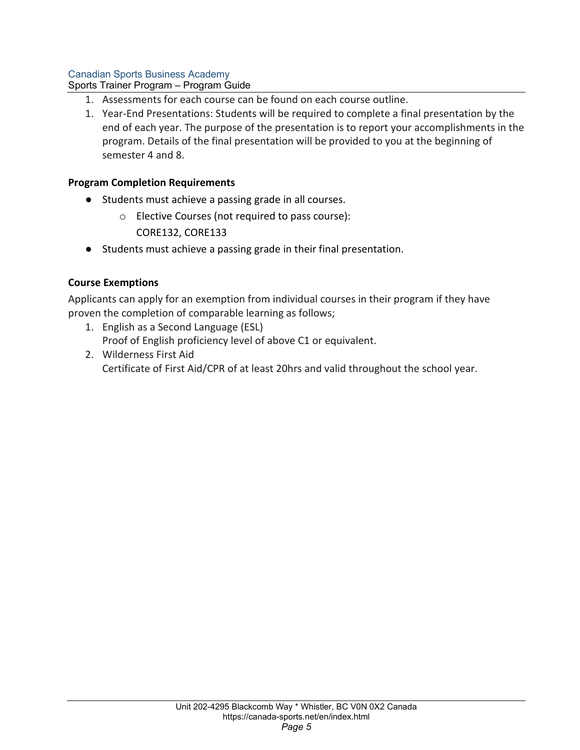1. Assessments for each course can be found on each course outline.
1. Year-End Presentations: Students will be required to complete a final presentation by the end of each year. The purpose of the presentation is to report your accomplishments in the program. Details of the final presentation will be provided to you at the beginning of semester 4 and 8.

**Program Completion Requirements**

- Students must achieve a passing grade in all courses.
    - Elective Courses (not required to pass course): CORE132, CORE133
- Students must achieve a passing grade in their final presentation.

**Course Exemptions**

Applicants can apply for an exemption from individual courses in their program if they have proven the completion of comparable learning as follows;

1. English as a Second Language (ESL)
   Proof of English proficiency level of above C1 or equivalent.
2. Wilderness First Aid
   Certificate of First Aid/CPR of at least 20hrs and valid throughout the school year.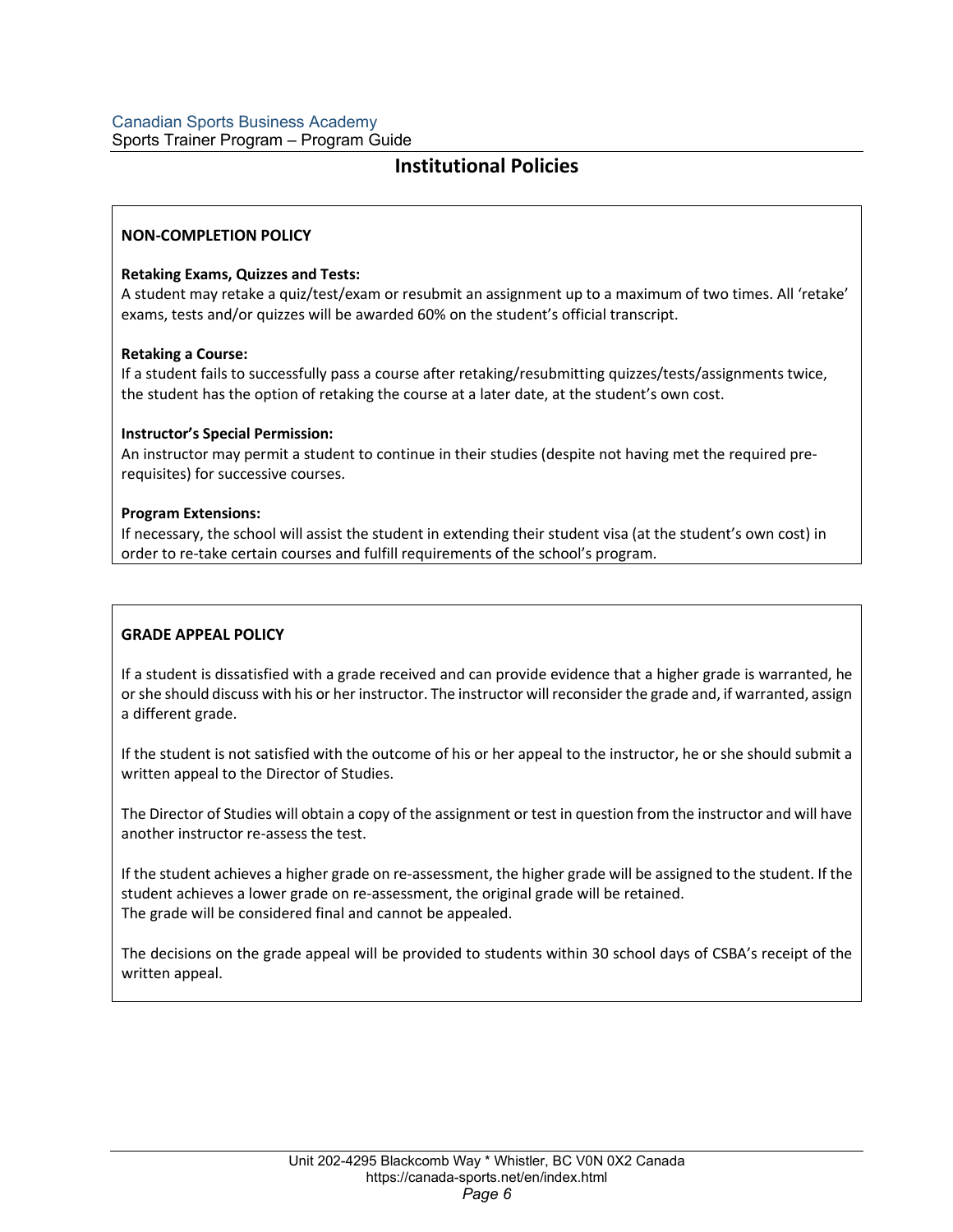# Institutional Policies

## NON-COMPLETION POLICY

**Retaking Exams, Quizzes and Tests:**
A student may retake a quiz/test/exam or resubmit an assignment up to a maximum of two times. All 'retake' exams, tests and/or quizzes will be awarded 60% on the student's official transcript.

**Retaking a Course:**
If a student fails to successfully pass a course after retaking/resubmitting quizzes/tests/assignments twice, the student has the option of retaking the course at a later date, at the student's own cost.

**Instructor's Special Permission:**
An instructor may permit a student to continue in their studies (despite not having met the required pre-requisites) for successive courses.

**Program Extensions:**
If necessary, the school will assist the student in extending their student visa (at the student's own cost) in order to re-take certain courses and fulfill requirements of the school's program.

## GRADE APPEAL POLICY

If a student is dissatisfied with a grade received and can provide evidence that a higher grade is warranted, he or she should discuss with his or her instructor. The instructor will reconsider the grade and, if warranted, assign a different grade.

If the student is not satisfied with the outcome of his or her appeal to the instructor, he or she should submit a written appeal to the Director of Studies.

The Director of Studies will obtain a copy of the assignment or test in question from the instructor and will have another instructor re-assess the test.

If the student achieves a higher grade on re-assessment, the higher grade will be assigned to the student. If the student achieves a lower grade on re-assessment, the original grade will be retained.
The grade will be considered final and cannot be appealed.

The decisions on the grade appeal will be provided to students within 30 school days of CSBA's receipt of the written appeal.